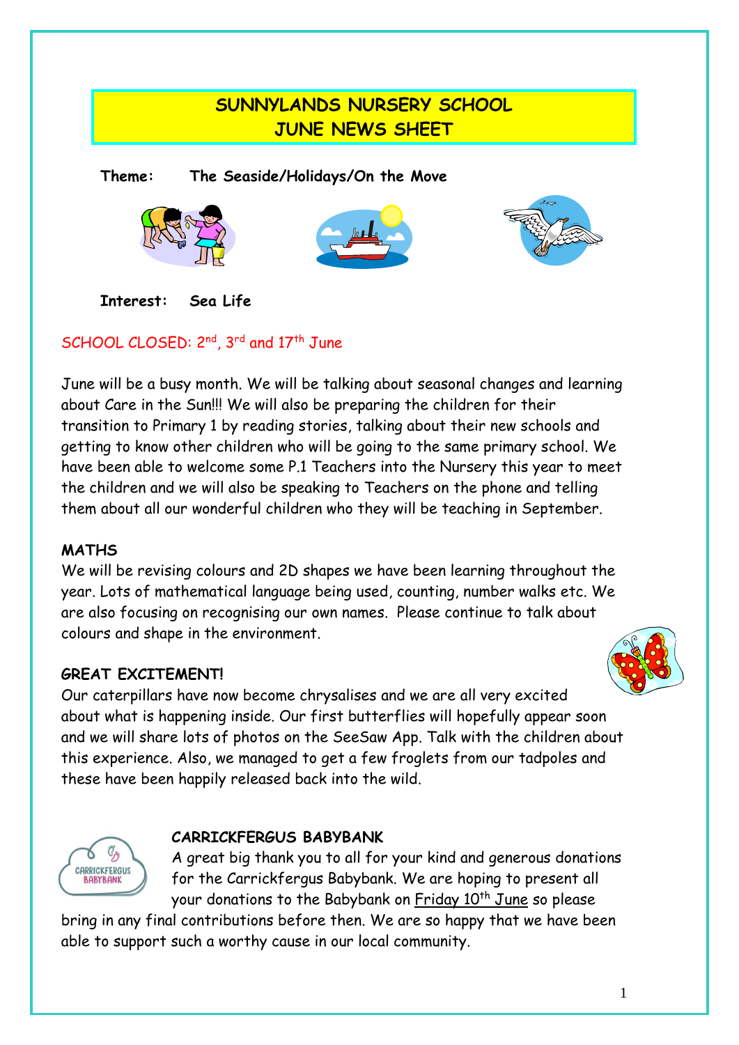# SUNNYLANDS NURSERY SCHOOL
# JUNE NEWS SHEET

**Theme:** **The Seaside/Holidays/On the Move**

**Interest:** **Sea Life**

SCHOOL CLOSED: 2nd, 3rd and 17th June

June will be a busy month. We will be talking about seasonal changes and learning about Care in the Sun!!! We will also be preparing the children for their transition to Primary 1 by reading stories, talking about their new schools and getting to know other children who will be going to the same primary school. We have been able to welcome some P.1 Teachers into the Nursery this year to meet the children and we will also be speaking to Teachers on the phone and telling them about all our wonderful children who they will be teaching in September.

## MATHS

We will be revising colours and 2D shapes we have been learning throughout the year. Lots of mathematical language being used, counting, number walks etc. We are also focusing on recognising our own names. Please continue to talk about colours and shape in the environment.

## GREAT EXCITEMENT!

Our caterpillars have now become chrysalises and we are all very excited about what is happening inside. Our first butterflies will hopefully appear soon and we will share lots of photos on the SeeSaw App. Talk with the children about this experience. Also, we managed to get a few froglets from our tadpoles and these have been happily released back into the wild.

## CARRICKFERGUS BABYBANK

A great big thank you to all for your kind and generous donations for the Carrickfergus Babybank. We are hoping to present all your donations to the Babybank on Friday 10th June so please bring in any final contributions before then. We are so happy that we have been able to support such a worthy cause in our local community.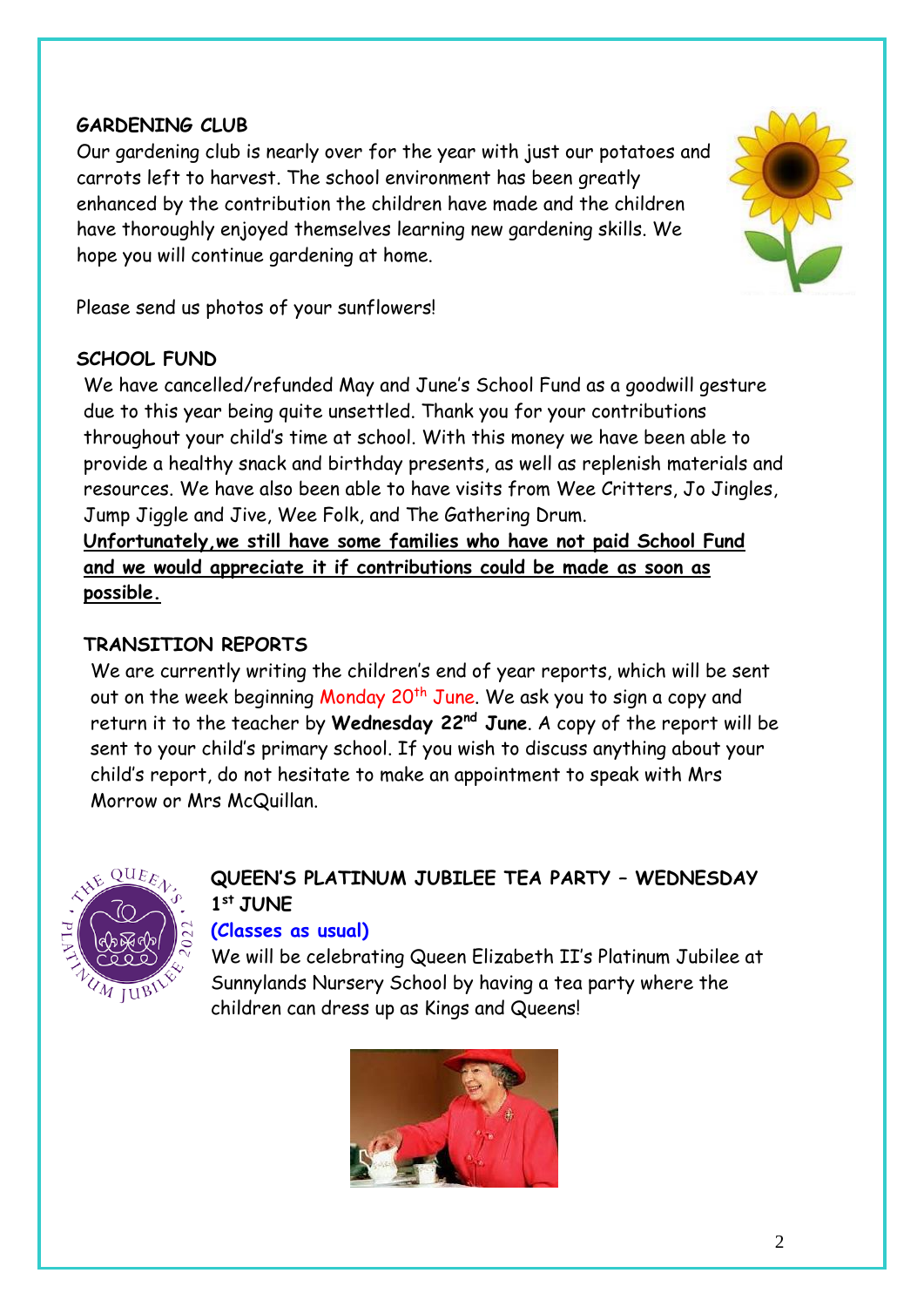## GARDENING CLUB

Our gardening club is nearly over for the year with just our potatoes and carrots left to harvest. The school environment has been greatly enhanced by the contribution the children have made and the children have thoroughly enjoyed themselves learning new gardening skills. We hope you will continue gardening at home.

Please send us photos of your sunflowers!

## SCHOOL FUND

We have cancelled/refunded May and June's School Fund as a goodwill gesture due to this year being quite unsettled. Thank you for your contributions throughout your child's time at school. With this money we have been able to provide a healthy snack and birthday presents, as well as replenish materials and resources. We have also been able to have visits from Wee Critters, Jo Jingles, Jump Jiggle and Jive, Wee Folk, and The Gathering Drum.

**Unfortunately,we still have some families who have not paid School Fund and we would appreciate it if contributions could be made as soon as possible.**

## TRANSITION REPORTS

We are currently writing the children's end of year reports, which will be sent out on the week beginning Monday 20th June. We ask you to sign a copy and return it to the teacher by **Wednesday 22nd June**. A copy of the report will be sent to your child's primary school. If you wish to discuss anything about your child's report, do not hesitate to make an appointment to speak with Mrs Morrow or Mrs McQuillan.

## QUEEN'S PLATINUM JUBILEE TEA PARTY – WEDNESDAY 1st JUNE

**(Classes as usual)**

We will be celebrating Queen Elizabeth II's Platinum Jubilee at Sunnylands Nursery School by having a tea party where the children can dress up as Kings and Queens!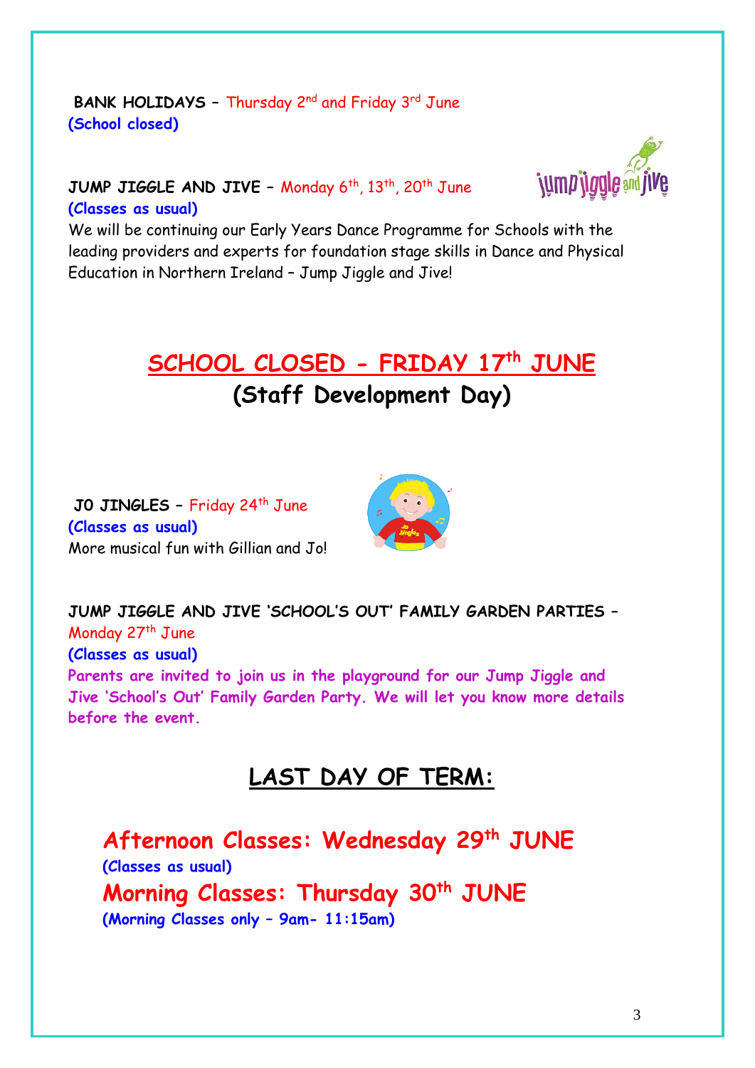**BANK HOLIDAYS** – Thursday 2nd and Friday 3rd June
**(School closed)**

**JUMP JIGGLE AND JIVE** – Monday 6th, 13th, 20th June
**(Classes as usual)**
We will be continuing our Early Years Dance Programme for Schools with the leading providers and experts for foundation stage skills in Dance and Physical Education in Northern Ireland – Jump Jiggle and Jive!

## SCHOOL CLOSED - FRIDAY 17th JUNE

**(Staff Development Day)**

**JO JINGLES** – Friday 24th June
**(Classes as usual)**
More musical fun with Gillian and Jo!

**JUMP JIGGLE AND JIVE 'SCHOOL'S OUT' FAMILY GARDEN PARTIES** – Monday 27th June
**(Classes as usual)**
**Parents are invited to join us in the playground for our Jump Jiggle and Jive 'School's Out' Family Garden Party. We will let you know more details before the event.**

## LAST DAY OF TERM:

**Afternoon Classes: Wednesday 29th JUNE**
**(Classes as usual)**
**Morning Classes: Thursday 30th JUNE**
**(Morning Classes only – 9am- 11:15am)**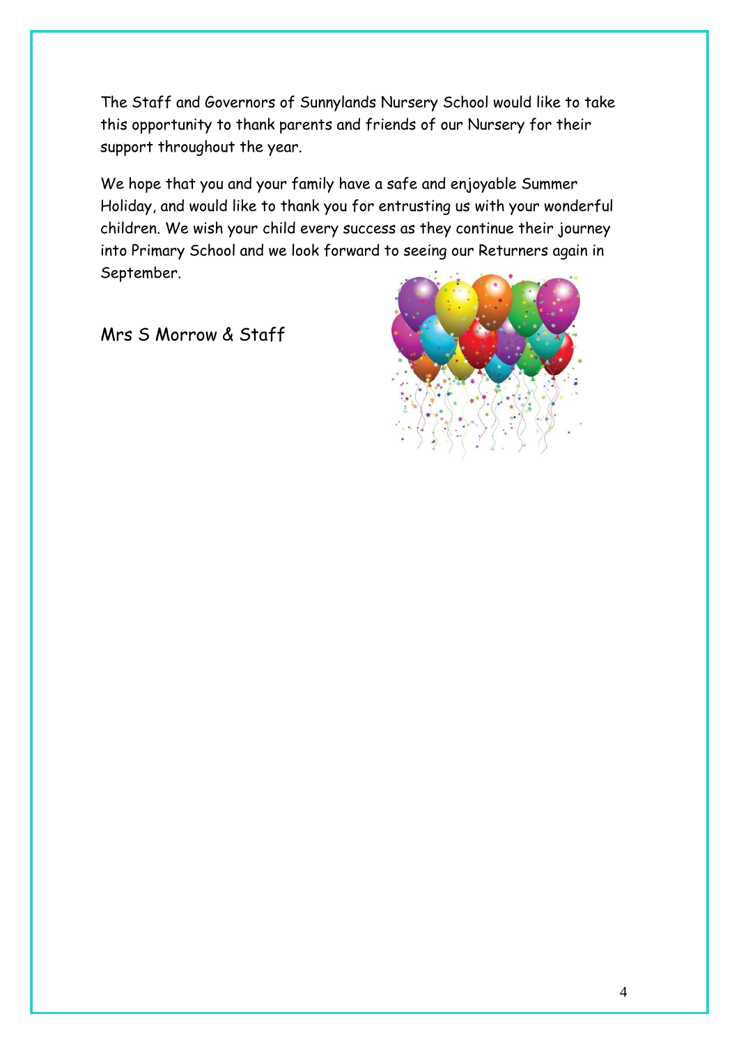The Staff and Governors of Sunnylands Nursery School would like to take this opportunity to thank parents and friends of our Nursery for their support throughout the year.

We hope that you and your family have a safe and enjoyable Summer Holiday, and would like to thank you for entrusting us with your wonderful children. We wish your child every success as they continue their journey into Primary School and we look forward to seeing our Returners again in September.

Mrs S Morrow & Staff